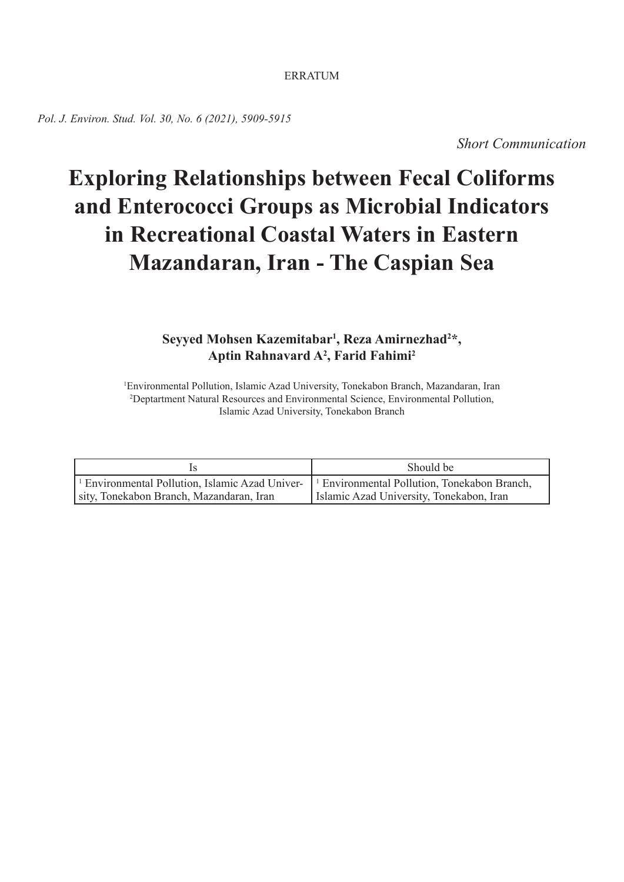ERRATUM

*Pol. J. Environ. Stud. Vol. 30, No. 6 (2021), 5909-5915*

*Short Communication*

# Exploring Relationships between Fecal Coliforms and Enterococci Groups as Microbial Indicators in Recreational Coastal Waters in Eastern Mazandaran, Iran - The Caspian Sea

**Seyyed Mohsen Kazemitabar[1], Reza Amirnezhad[2]*, Aptin Rahnavard A[2], Farid Fahimi[2]**

[1]Environmental Pollution, Islamic Azad University, Tonekabon Branch, Mazandaran, Iran
[2]Deptartment Natural Resources and Environmental Science, Environmental Pollution, Islamic Azad University, Tonekabon Branch

| Is | Should be |
|---|---|
| [1] Environmental Pollution, Islamic Azad University, Tonekabon Branch, Mazandaran, Iran | [1] Environmental Pollution, Tonekabon Branch, Islamic Azad University, Tonekabon, Iran |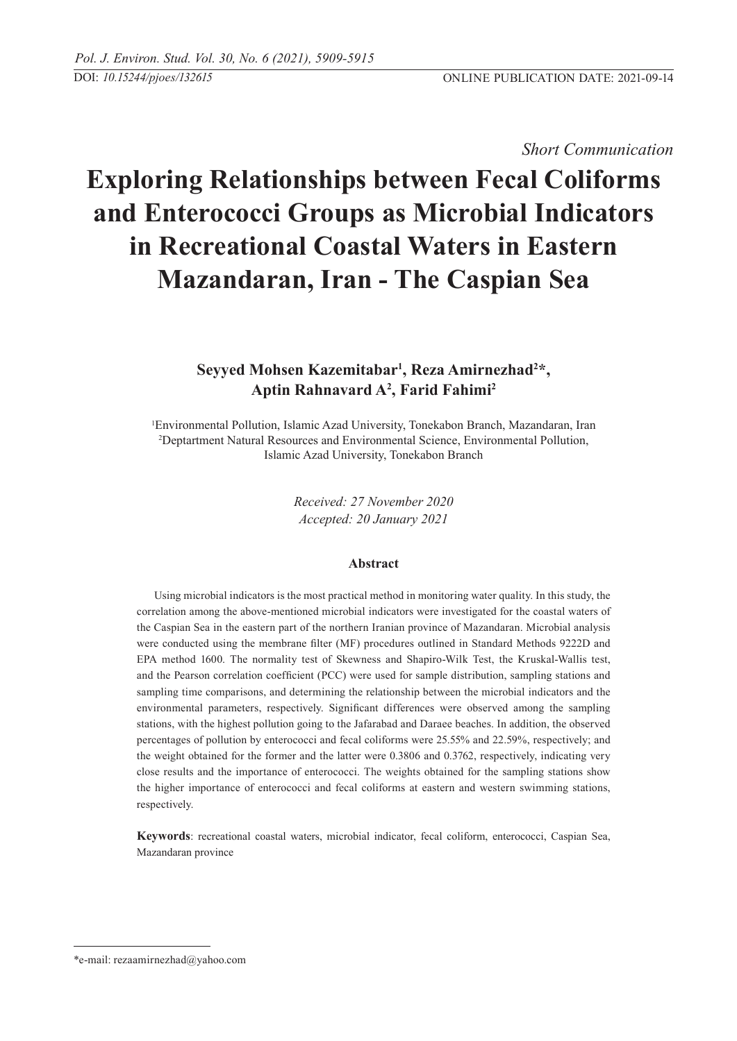*Short Communication*

# Exploring Relationships between Fecal Coliforms and Enterococci Groups as Microbial Indicators in Recreational Coastal Waters in Eastern Mazandaran, Iran - The Caspian Sea

**Seyyed Mohsen Kazemitabar[1], Reza Amirnezhad[2]\*, Aptin Rahnavard A[2], Farid Fahimi[2]**

[1]Environmental Pollution, Islamic Azad University, Tonekabon Branch, Mazandaran, Iran
[2]Deptartment Natural Resources and Environmental Science, Environmental Pollution, Islamic Azad University, Tonekabon Branch

*Received: 27 November 2020*
*Accepted: 20 January 2021*

## Abstract

Using microbial indicators is the most practical method in monitoring water quality. In this study, the correlation among the above-mentioned microbial indicators were investigated for the coastal waters of the Caspian Sea in the eastern part of the northern Iranian province of Mazandaran. Microbial analysis were conducted using the membrane filter (MF) procedures outlined in Standard Methods 9222D and EPA method 1600. The normality test of Skewness and Shapiro-Wilk Test, the Kruskal-Wallis test, and the Pearson correlation coefficient (PCC) were used for sample distribution, sampling stations and sampling time comparisons, and determining the relationship between the microbial indicators and the environmental parameters, respectively. Significant differences were observed among the sampling stations, with the highest pollution going to the Jafarabad and Daraee beaches. In addition, the observed percentages of pollution by enterococci and fecal coliforms were 25.55% and 22.59%, respectively; and the weight obtained for the former and the latter were 0.3806 and 0.3762, respectively, indicating very close results and the importance of enterococci. The weights obtained for the sampling stations show the higher importance of enterococci and fecal coliforms at eastern and western swimming stations, respectively.

**Keywords**: recreational coastal waters, microbial indicator, fecal coliform, enterococci, Caspian Sea, Mazandaran province

\*e-mail: rezaamirnezhad@yahoo.com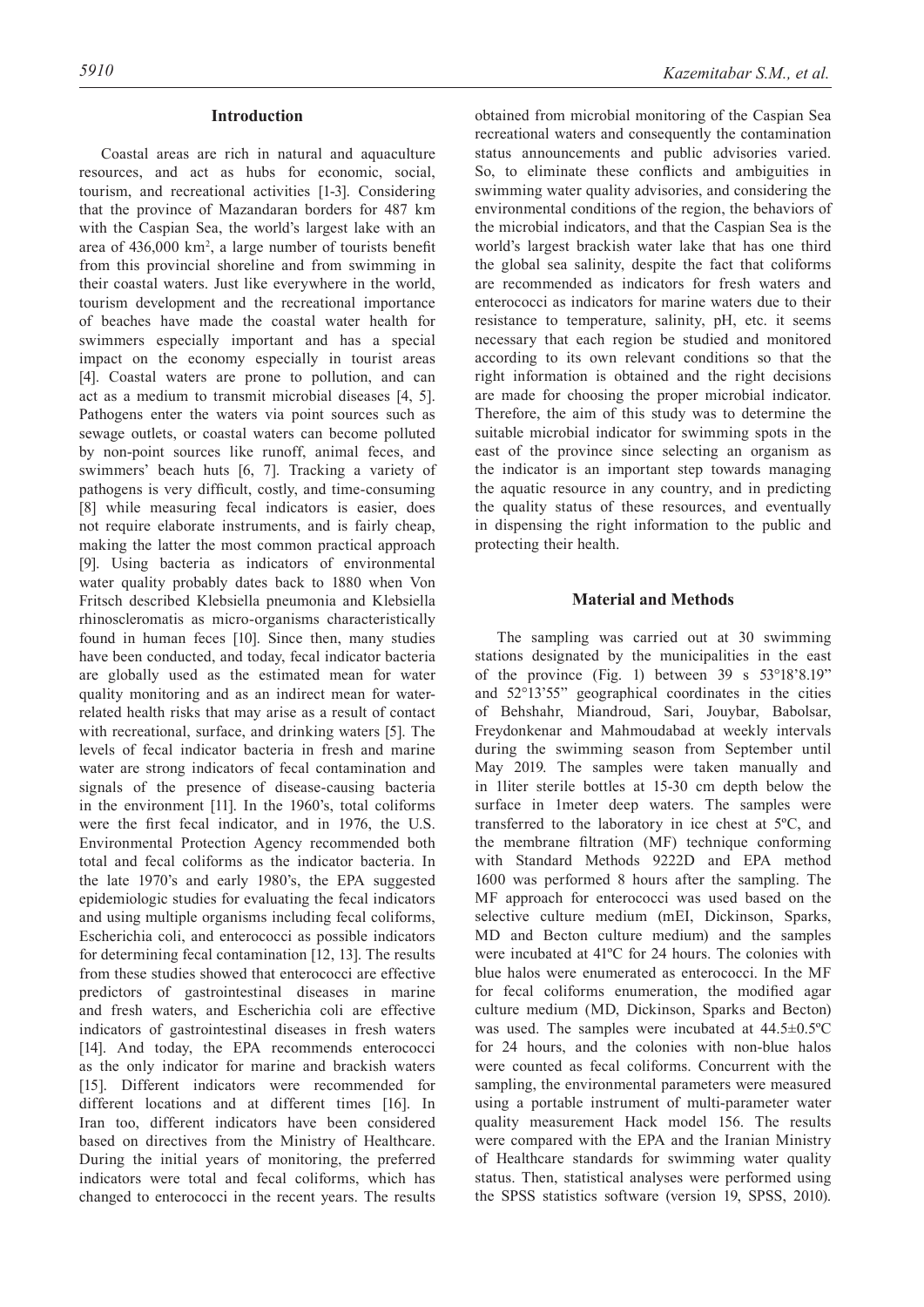## Introduction

Coastal areas are rich in natural and aquaculture resources, and act as hubs for economic, social, tourism, and recreational activities [1-3]. Considering that the province of Mazandaran borders for 487 km with the Caspian Sea, the world's largest lake with an area of 436,000 km$^2$, a large number of tourists benefit from this provincial shoreline and from swimming in their coastal waters. Just like everywhere in the world, tourism development and the recreational importance of beaches have made the coastal water health for swimmers especially important and has a special impact on the economy especially in tourist areas [4]. Coastal waters are prone to pollution, and can act as a medium to transmit microbial diseases [4, 5]. Pathogens enter the waters via point sources such as sewage outlets, or coastal waters can become polluted by non-point sources like runoff, animal feces, and swimmers' beach huts [6, 7]. Tracking a variety of pathogens is very difficult, costly, and time-consuming [8] while measuring fecal indicators is easier, does not require elaborate instruments, and is fairly cheap, making the latter the most common practical approach [9]. Using bacteria as indicators of environmental water quality probably dates back to 1880 when Von Fritsch described Klebsiella pneumonia and Klebsiella rhinoscleromatis as micro-organisms characteristically found in human feces [10]. Since then, many studies have been conducted, and today, fecal indicator bacteria are globally used as the estimated mean for water quality monitoring and as an indirect mean for water-related health risks that may arise as a result of contact with recreational, surface, and drinking waters [5]. The levels of fecal indicator bacteria in fresh and marine water are strong indicators of fecal contamination and signals of the presence of disease-causing bacteria in the environment [11]. In the 1960's, total coliforms were the first fecal indicator, and in 1976, the U.S. Environmental Protection Agency recommended both total and fecal coliforms as the indicator bacteria. In the late 1970's and early 1980's, the EPA suggested epidemiologic studies for evaluating the fecal indicators and using multiple organisms including fecal coliforms, Escherichia coli, and enterococci as possible indicators for determining fecal contamination [12, 13]. The results from these studies showed that enterococci are effective predictors of gastrointestinal diseases in marine and fresh waters, and Escherichia coli are effective indicators of gastrointestinal diseases in fresh waters [14]. And today, the EPA recommends enterococci as the only indicator for marine and brackish waters [15]. Different indicators were recommended for different locations and at different times [16]. In Iran too, different indicators have been considered based on directives from the Ministry of Healthcare. During the initial years of monitoring, the preferred indicators were total and fecal coliforms, which has changed to enterococci in the recent years. The results obtained from microbial monitoring of the Caspian Sea recreational waters and consequently the contamination status announcements and public advisories varied. So, to eliminate these conflicts and ambiguities in swimming water quality advisories, and considering the environmental conditions of the region, the behaviors of the microbial indicators, and that the Caspian Sea is the world's largest brackish water lake that has one third the global sea salinity, despite the fact that coliforms are recommended as indicators for fresh waters and enterococci as indicators for marine waters due to their resistance to temperature, salinity, pH, etc. it seems necessary that each region be studied and monitored according to its own relevant conditions so that the right information is obtained and the right decisions are made for choosing the proper microbial indicator. Therefore, the aim of this study was to determine the suitable microbial indicator for swimming spots in the east of the province since selecting an organism as the indicator is an important step towards managing the aquatic resource in any country, and in predicting the quality status of these resources, and eventually in dispensing the right information to the public and protecting their health.

## Material and Methods

The sampling was carried out at 30 swimming stations designated by the municipalities in the east of the province (Fig. 1) between 39 s 53°18'8.19" and 52°13'55" geographical coordinates in the cities of Behshahr, Miandroud, Sari, Jouybar, Babolsar, Freydonkenar and Mahmoudabad at weekly intervals during the swimming season from September until May 2019. The samples were taken manually and in 1liter sterile bottles at 15-30 cm depth below the surface in 1meter deep waters. The samples were transferred to the laboratory in ice chest at 5ºC, and the membrane filtration (MF) technique conforming with Standard Methods 9222D and EPA method 1600 was performed 8 hours after the sampling. The MF approach for enterococci was used based on the selective culture medium (mEI, Dickinson, Sparks, MD and Becton culture medium) and the samples were incubated at 41ºC for 24 hours. The colonies with blue halos were enumerated as enterococci. In the MF for fecal coliforms enumeration, the modified agar culture medium (MD, Dickinson, Sparks and Becton) was used. The samples were incubated at 44.5±0.5ºC for 24 hours, and the colonies with non-blue halos were counted as fecal coliforms. Concurrent with the sampling, the environmental parameters were measured using a portable instrument of multi-parameter water quality measurement Hack model 156. The results were compared with the EPA and the Iranian Ministry of Healthcare standards for swimming water quality status. Then, statistical analyses were performed using the SPSS statistics software (version 19, SPSS, 2010).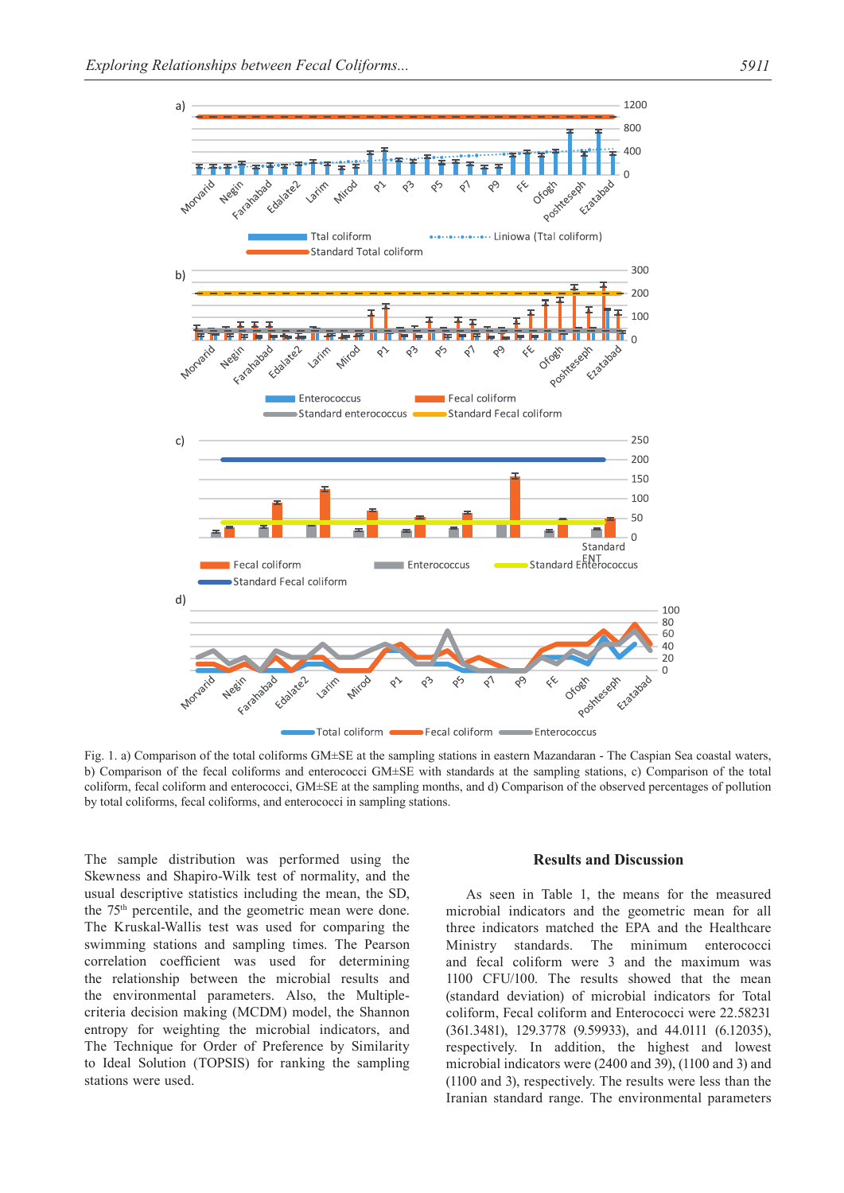Fig. 1. a) Comparison of the total coliforms GM±SE at the sampling stations in eastern Mazandaran - The Caspian Sea coastal waters, b) Comparison of the fecal coliforms and enterococci GM±SE with standards at the sampling stations, c) Comparison of the total coliform, fecal coliform and enterococci, GM±SE at the sampling months, and d) Comparison of the observed percentages of pollution by total coliforms, fecal coliforms, and enterococci in sampling stations.

The sample distribution was performed using the Skewness and Shapiro-Wilk test of normality, and the usual descriptive statistics including the mean, the SD, the 75th percentile, and the geometric mean were done. The Kruskal-Wallis test was used for comparing the swimming stations and sampling times. The Pearson correlation coefficient was used for determining the relationship between the microbial results and the environmental parameters. Also, the Multiple-criteria decision making (MCDM) model, the Shannon entropy for weighting the microbial indicators, and The Technique for Order of Preference by Similarity to Ideal Solution (TOPSIS) for ranking the sampling stations were used.

## Results and Discussion

As seen in Table 1, the means for the measured microbial indicators and the geometric mean for all three indicators matched the EPA and the Healthcare Ministry standards. The minimum enterococci and fecal coliform were 3 and the maximum was 1100 CFU/100. The results showed that the mean (standard deviation) of microbial indicators for Total coliform, Fecal coliform and Enterococci were 22.58231 (361.3481), 129.3778 (9.59933), and 44.0111 (6.12035), respectively. In addition, the highest and lowest microbial indicators were (2400 and 39), (1100 and 3) and (1100 and 3), respectively. The results were less than the Iranian standard range. The environmental parameters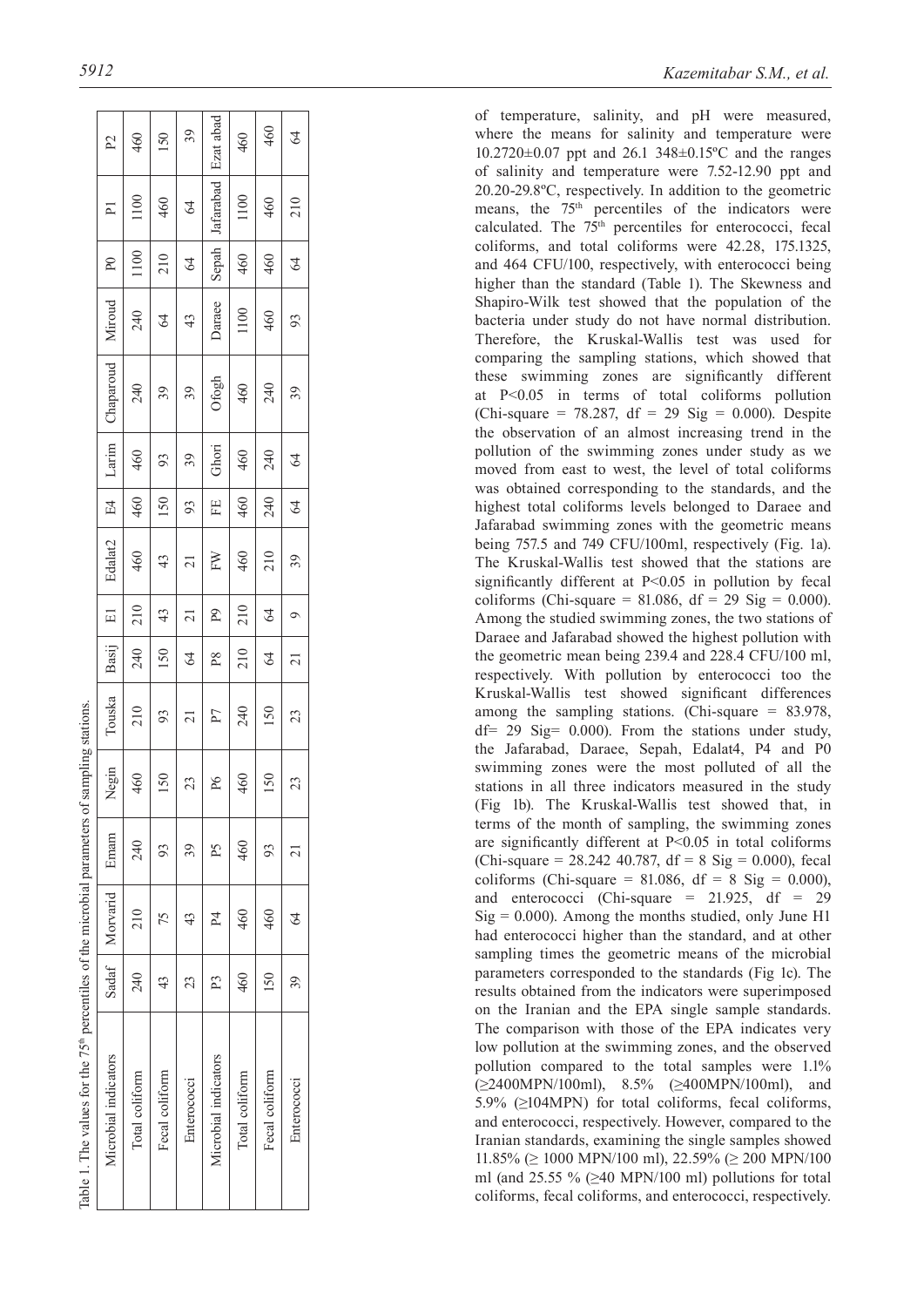Table 1. The values for the 75th percentiles of the microbial parameters of sampling stations.

| Microbial indicators | Sadaf | Morvarid | Emam | Negin | Touska | Basij | E1 | Edalat2 | E4 | Larim | Chaparoud | Miroud | P0 | P1 | P2 |
|---|---|---|---|---|---|---|---|---|---|---|---|---|---|---|---|
| Total coliform | 240 | 210 | 240 | 460 | 210 | 240 | 210 | 460 | 460 | 460 | 240 | 240 | 1100 | 1100 | 460 |
| Fecal coliform | 43 | 75 | 93 | 150 | 93 | 150 | 43 | 43 | 150 | 93 | 39 | 64 | 210 | 460 | 150 |
| Enterococci | 23 | 43 | 39 | 23 | 21 | 64 | 21 | 21 | 93 | 39 | 39 | 43 | 64 | 64 | 39 |
| Microbial indicators | P3 | P4 | P5 | P6 | P7 | P8 | P9 | FW | FE | Ghori | Ofogh | Daraee | Sepah | Jafarabad | Ezat abad |
| Total coliform | 460 | 460 | 460 | 460 | 240 | 210 | 210 | 460 | 460 | 460 | 460 | 1100 | 460 | 1100 | 460 |
| Fecal coliform | 150 | 460 | 93 | 150 | 150 | 64 | 64 | 210 | 240 | 240 | 240 | 460 | 460 | 460 | 460 |
| Enterococci | 39 | 64 | 21 | 23 | 23 | 21 | 9 | 39 | 64 | 64 | 39 | 93 | 64 | 210 | 64 |

of temperature, salinity, and pH were measured, where the means for salinity and temperature were 10.2720±0.07 ppt and 26.1 348±0.15ºC and the ranges of salinity and temperature were 7.52-12.90 ppt and 20.20-29.8ºC, respectively. In addition to the geometric means, the 75th percentiles of the indicators were calculated. The 75th percentiles for enterococci, fecal coliforms, and total coliforms were 42.28, 175.1325, and 464 CFU/100, respectively, with enterococci being higher than the standard (Table 1). The Skewness and Shapiro-Wilk test showed that the population of the bacteria under study do not have normal distribution. Therefore, the Kruskal-Wallis test was used for comparing the sampling stations, which showed that these swimming zones are significantly different at P<0.05 in terms of total coliforms pollution (Chi-square = 78.287, df = 29 Sig = 0.000). Despite the observation of an almost increasing trend in the pollution of the swimming zones under study as we moved from east to west, the level of total coliforms was obtained corresponding to the standards, and the highest total coliforms levels belonged to Daraee and Jafarabad swimming zones with the geometric means being 757.5 and 749 CFU/100ml, respectively (Fig. 1a). The Kruskal-Wallis test showed that the stations are significantly different at P<0.05 in pollution by fecal coliforms (Chi-square = 81.086, df = 29 Sig = 0.000). Among the studied swimming zones, the two stations of Daraee and Jafarabad showed the highest pollution with the geometric mean being 239.4 and 228.4 CFU/100 ml, respectively. With pollution by enterococci too the Kruskal-Wallis test showed significant differences among the sampling stations. (Chi-square = 83.978, df= 29 Sig= 0.000). From the stations under study, the Jafarabad, Daraee, Sepah, Edalat4, P4 and P0 swimming zones were the most polluted of all the stations in all three indicators measured in the study (Fig 1b). The Kruskal-Wallis test showed that, in terms of the month of sampling, the swimming zones are significantly different at P<0.05 in total coliforms (Chi-square = 28.242 40.787, df = 8 Sig = 0.000), fecal coliforms (Chi-square = 81.086, df = 8 Sig = 0.000), and enterococci (Chi-square = 21.925, df = 29 Sig = 0.000). Among the months studied, only June H1 had enterococci higher than the standard, and at other sampling times the geometric means of the microbial parameters corresponded to the standards (Fig 1c). The results obtained from the indicators were superimposed on the Iranian and the EPA single sample standards. The comparison with those of the EPA indicates very low pollution at the swimming zones, and the observed pollution compared to the total samples were 1.1% (≥2400MPN/100ml), 8.5% (≥400MPN/100ml), and 5.9% (≥104MPN) for total coliforms, fecal coliforms, and enterococci, respectively. However, compared to the Iranian standards, examining the single samples showed 11.85% (≥ 1000 MPN/100 ml), 22.59% (≥ 200 MPN/100 ml (and 25.55 % (≥40 MPN/100 ml) pollutions for total coliforms, fecal coliforms, and enterococci, respectively.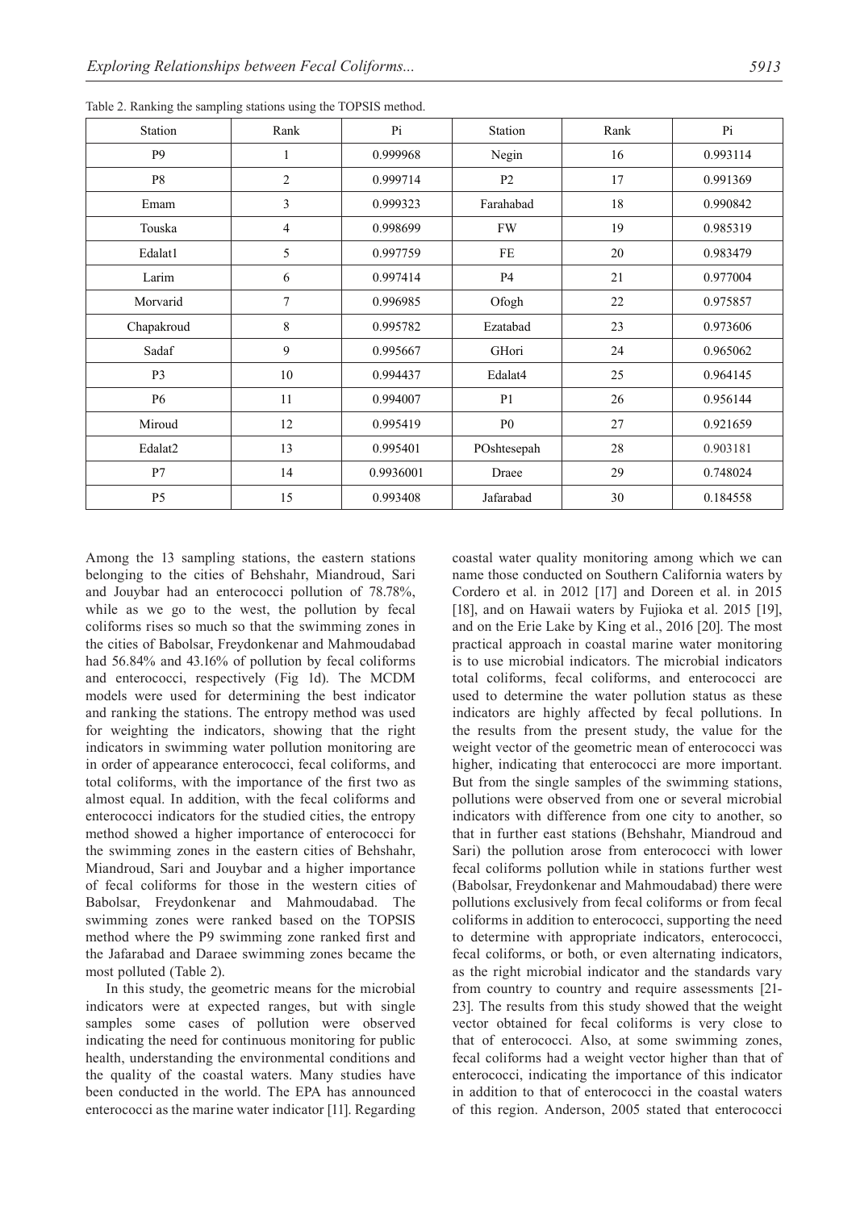Table 2. Ranking the sampling stations using the TOPSIS method.

| Station | Rank | Pi | Station | Rank | Pi |
|---|---|---|---|---|---|
| P9 | 1 | 0.999968 | Negin | 16 | 0.993114 |
| P8 | 2 | 0.999714 | P2 | 17 | 0.991369 |
| Emam | 3 | 0.999323 | Farahabad | 18 | 0.990842 |
| Touska | 4 | 0.998699 | FW | 19 | 0.985319 |
| Edalat1 | 5 | 0.997759 | FE | 20 | 0.983479 |
| Larim | 6 | 0.997414 | P4 | 21 | 0.977004 |
| Morvarid | 7 | 0.996985 | Ofogh | 22 | 0.975857 |
| Chapakroud | 8 | 0.995782 | Ezatabad | 23 | 0.973606 |
| Sadaf | 9 | 0.995667 | GHori | 24 | 0.965062 |
| P3 | 10 | 0.994437 | Edalat4 | 25 | 0.964145 |
| P6 | 11 | 0.994007 | P1 | 26 | 0.956144 |
| Miroud | 12 | 0.995419 | P0 | 27 | 0.921659 |
| Edalat2 | 13 | 0.995401 | POshtesepah | 28 | 0.903181 |
| P7 | 14 | 0.9936001 | Draee | 29 | 0.748024 |
| P5 | 15 | 0.993408 | Jafarabad | 30 | 0.184558 |

Among the 13 sampling stations, the eastern stations belonging to the cities of Behshahr, Miandroud, Sari and Jouybar had an enterococci pollution of 78.78%, while as we go to the west, the pollution by fecal coliforms rises so much so that the swimming zones in the cities of Babolsar, Freydonkenar and Mahmoudabad had 56.84% and 43.16% of pollution by fecal coliforms and enterococci, respectively (Fig 1d). The MCDM models were used for determining the best indicator and ranking the stations. The entropy method was used for weighting the indicators, showing that the right indicators in swimming water pollution monitoring are in order of appearance enterococci, fecal coliforms, and total coliforms, with the importance of the first two as almost equal. In addition, with the fecal coliforms and enterococci indicators for the studied cities, the entropy method showed a higher importance of enterococci for the swimming zones in the eastern cities of Behshahr, Miandroud, Sari and Jouybar and a higher importance of fecal coliforms for those in the western cities of Babolsar, Freydonkenar and Mahmoudabad. The swimming zones were ranked based on the TOPSIS method where the P9 swimming zone ranked first and the Jafarabad and Daraee swimming zones became the most polluted (Table 2).

In this study, the geometric means for the microbial indicators were at expected ranges, but with single samples some cases of pollution were observed indicating the need for continuous monitoring for public health, understanding the environmental conditions and the quality of the coastal waters. Many studies have been conducted in the world. The EPA has announced enterococci as the marine water indicator [11]. Regarding coastal water quality monitoring among which we can name those conducted on Southern California waters by Cordero et al. in 2012 [17] and Doreen et al. in 2015 [18], and on Hawaii waters by Fujioka et al. 2015 [19], and on the Erie Lake by King et al., 2016 [20]. The most practical approach in coastal marine water monitoring is to use microbial indicators. The microbial indicators total coliforms, fecal coliforms, and enterococci are used to determine the water pollution status as these indicators are highly affected by fecal pollutions. In the results from the present study, the value for the weight vector of the geometric mean of enterococci was higher, indicating that enterococci are more important. But from the single samples of the swimming stations, pollutions were observed from one or several microbial indicators with difference from one city to another, so that in further east stations (Behshahr, Miandroud and Sari) the pollution arose from enterococci with lower fecal coliforms pollution while in stations further west (Babolsar, Freydonkenar and Mahmoudabad) there were pollutions exclusively from fecal coliforms or from fecal coliforms in addition to enterococci, supporting the need to determine with appropriate indicators, enterococci, fecal coliforms, or both, or even alternating indicators, as the right microbial indicator and the standards vary from country to country and require assessments [21-23]. The results from this study showed that the weight vector obtained for fecal coliforms is very close to that of enterococci. Also, at some swimming zones, fecal coliforms had a weight vector higher than that of enterococci, indicating the importance of this indicator in addition to that of enterococci in the coastal waters of this region. Anderson, 2005 stated that enterococci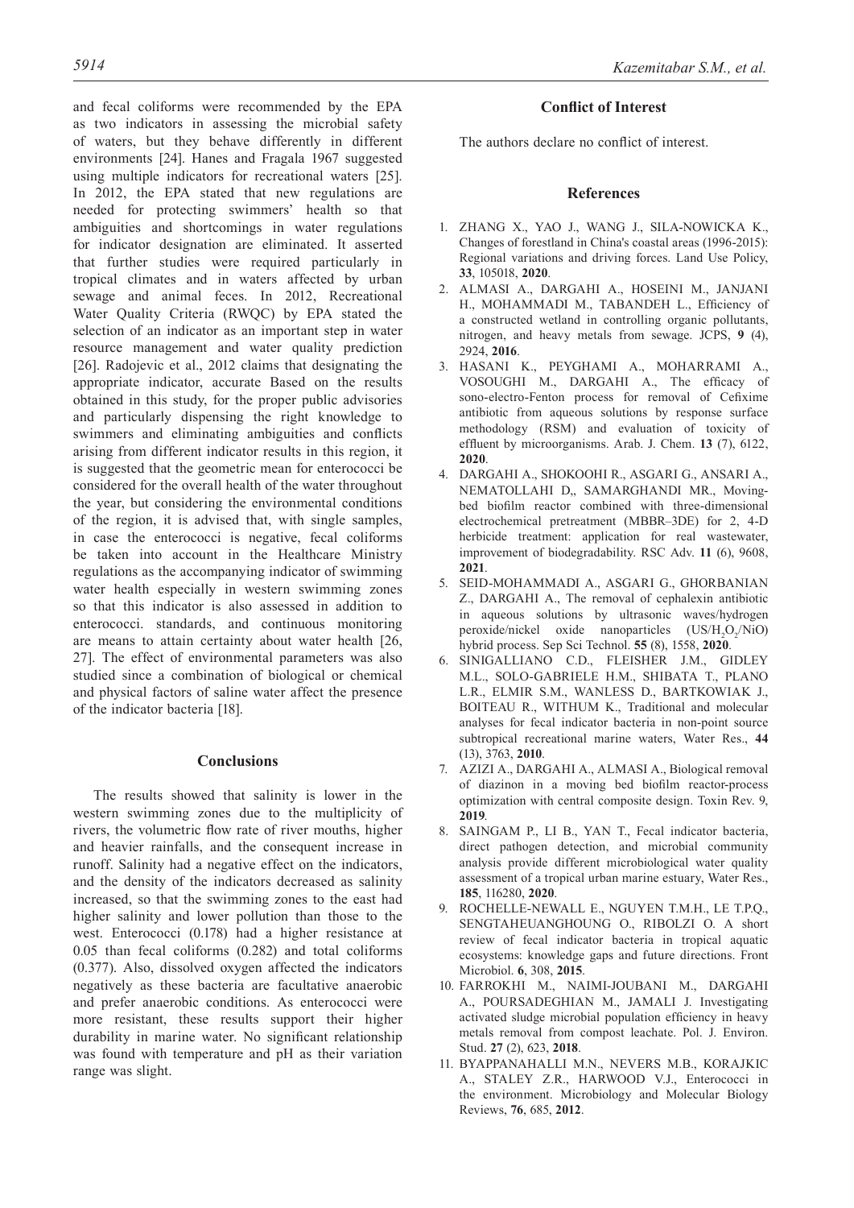and fecal coliforms were recommended by the EPA as two indicators in assessing the microbial safety of waters, but they behave differently in different environments [24]. Hanes and Fragala 1967 suggested using multiple indicators for recreational waters [25]. In 2012, the EPA stated that new regulations are needed for protecting swimmers' health so that ambiguities and shortcomings in water regulations for indicator designation are eliminated. It asserted that further studies were required particularly in tropical climates and in waters affected by urban sewage and animal feces. In 2012, Recreational Water Quality Criteria (RWQC) by EPA stated the selection of an indicator as an important step in water resource management and water quality prediction [26]. Radojevic et al., 2012 claims that designating the appropriate indicator, accurate Based on the results obtained in this study, for the proper public advisories and particularly dispensing the right knowledge to swimmers and eliminating ambiguities and conflicts arising from different indicator results in this region, it is suggested that the geometric mean for enterococci be considered for the overall health of the water throughout the year, but considering the environmental conditions of the region, it is advised that, with single samples, in case the enterococci is negative, fecal coliforms be taken into account in the Healthcare Ministry regulations as the accompanying indicator of swimming water health especially in western swimming zones so that this indicator is also assessed in addition to enterococci. standards, and continuous monitoring are means to attain certainty about water health [26, 27]. The effect of environmental parameters was also studied since a combination of biological or chemical and physical factors of saline water affect the presence of the indicator bacteria [18].

## Conclusions

The results showed that salinity is lower in the western swimming zones due to the multiplicity of rivers, the volumetric flow rate of river mouths, higher and heavier rainfalls, and the consequent increase in runoff. Salinity had a negative effect on the indicators, and the density of the indicators decreased as salinity increased, so that the swimming zones to the east had higher salinity and lower pollution than those to the west. Enterococci (0.178) had a higher resistance at 0.05 than fecal coliforms (0.282) and total coliforms (0.377). Also, dissolved oxygen affected the indicators negatively as these bacteria are facultative anaerobic and prefer anaerobic conditions. As enterococci were more resistant, these results support their higher durability in marine water. No significant relationship was found with temperature and pH as their variation range was slight.

## Conflict of Interest

The authors declare no conflict of interest.

## References

1. ZHANG X., YAO J., WANG J., SILA-NOWICKA K., Changes of forestland in China's coastal areas (1996-2015): Regional variations and driving forces. Land Use Policy, **33**, 105018, **2020**.
2. ALMASI A., DARGAHI A., HOSEINI M., JANJANI H., MOHAMMADI M., TABANDEH L., Efficiency of a constructed wetland in controlling organic pollutants, nitrogen, and heavy metals from sewage. JCPS, **9** (4), 2924, **2016**.
3. HASANI K., PEYGHAMI A., MOHARRAMI A., VOSOUGHI M., DARGAHI A., The efficacy of sono-electro-Fenton process for removal of Cefixime antibiotic from aqueous solutions by response surface methodology (RSM) and evaluation of toxicity of effluent by microorganisms. Arab. J. Chem. **13** (7), 6122, **2020**.
4. DARGAHI A., SHOKOOHI R., ASGARI G., ANSARI A., NEMATOLLAHI D., SAMARGHANDI MR., Moving-bed biofilm reactor combined with three-dimensional electrochemical pretreatment (MBBR–3DE) for 2, 4-D herbicide treatment: application for real wastewater, improvement of biodegradability. RSC Adv. **11** (6), 9608, **2021**.
5. SEID-MOHAMMADI A., ASGARI G., GHORBANIAN Z., DARGAHI A., The removal of cephalexin antibiotic in aqueous solutions by ultrasonic waves/hydrogen peroxide/nickel oxide nanoparticles ($US/H_2O_2/NiO$) hybrid process. Sep Sci Technol. **55** (8), 1558, **2020**.
6. SINIGALLIANO C.D., FLEISHER J.M., GIDLEY M.L., SOLO-GABRIELE H.M., SHIBATA T., PLANO L.R., ELMIR S.M., WANLESS D., BARTKOWIAK J., BOITEAU R., WITHUM K., Traditional and molecular analyses for fecal indicator bacteria in non-point source subtropical recreational marine waters, Water Res., **44** (13), 3763, **2010**.
7. AZIZI A., DARGAHI A., ALMASI A., Biological removal of diazinon in a moving bed biofilm reactor-process optimization with central composite design. Toxin Rev. 9, **2019**.
8. SAINGAM P., LI B., YAN T., Fecal indicator bacteria, direct pathogen detection, and microbial community analysis provide different microbiological water quality assessment of a tropical urban marine estuary, Water Res., **185**, 116280, **2020**.
9. ROCHELLE-NEWALL E., NGUYEN T.M.H., LE T.P.Q., SENGTAHEUANGHOUNG O., RIBOLZI O. A short review of fecal indicator bacteria in tropical aquatic ecosystems: knowledge gaps and future directions. Front Microbiol. **6**, 308, **2015**.
10. FARROKHI M., NAIMI-JOUBANI M., DARGAHI A., POURSADEGHIAN M., JAMALI J. Investigating activated sludge microbial population efficiency in heavy metals removal from compost leachate. Pol. J. Environ. Stud. **27** (2), 623, **2018**.
11. BYAPPANAHALLI M.N., NEVERS M.B., KORAJKIC A., STALEY Z.R., HARWOOD V.J., Enterococci in the environment. Microbiology and Molecular Biology Reviews, **76**, 685, **2012**.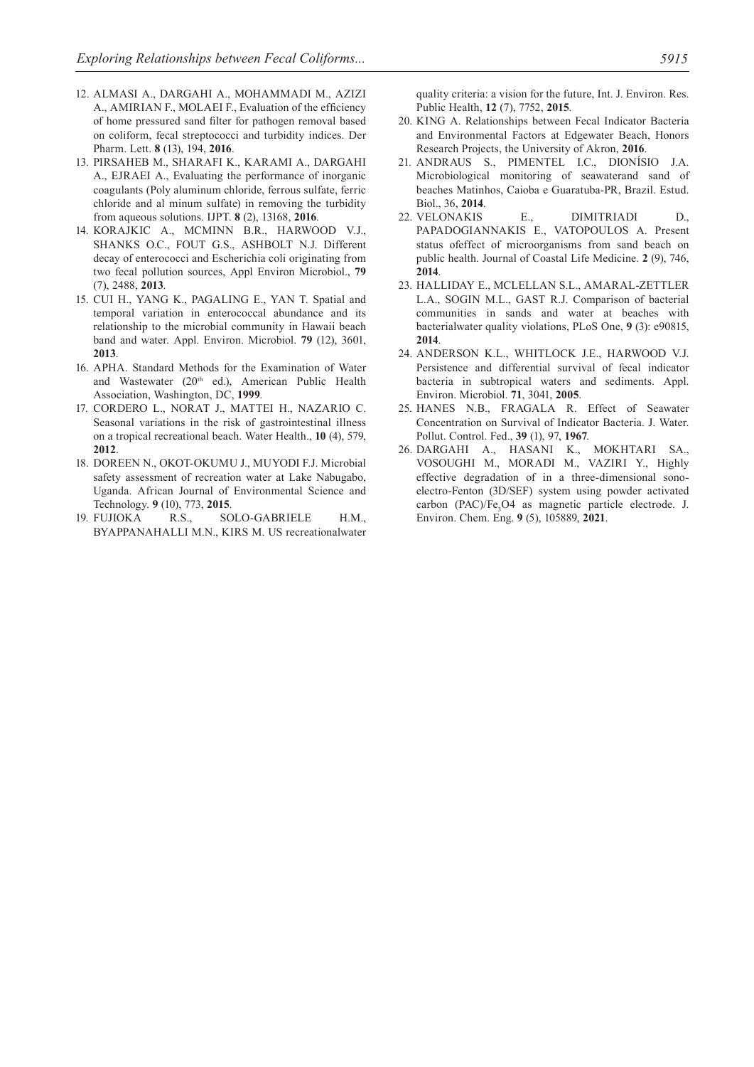12. ALMASI A., DARGAHI A., MOHAMMADI M., AZIZI A., AMIRIAN F., MOLAEI F., Evaluation of the efficiency of home pressured sand filter for pathogen removal based on coliform, fecal streptococci and turbidity indices. Der Pharm. Lett. **8** (13), 194, **2016**.
13. PIRSAHEB M., SHARAFI K., KARAMI A., DARGAHI A., EJRAEI A., Evaluating the performance of inorganic coagulants (Poly aluminum chloride, ferrous sulfate, ferric chloride and al minum sulfate) in removing the turbidity from aqueous solutions. IJPT. **8** (2), 13168, **2016**.
14. KORAJKIC A., MCMINN B.R., HARWOOD V.J., SHANKS O.C., FOUT G.S., ASHBOLT N.J. Different decay of enterococci and Escherichia coli originating from two fecal pollution sources, Appl Environ Microbiol., **79** (7), 2488, **2013**.
15. CUI H., YANG K., PAGALING E., YAN T. Spatial and temporal variation in enterococcal abundance and its relationship to the microbial community in Hawaii beach band and water. Appl. Environ. Microbiol. **79** (12), 3601, **2013**.
16. APHA. Standard Methods for the Examination of Water and Wastewater (20th ed.), American Public Health Association, Washington, DC, **1999**.
17. CORDERO L., NORAT J., MATTEI H., NAZARIO C. Seasonal variations in the risk of gastrointestinal illness on a tropical recreational beach. Water Health., **10** (4), 579, **2012**.
18. DOREEN N., OKOT-OKUMU J., MUYODI F.J. Microbial safety assessment of recreation water at Lake Nabugabo, Uganda. African Journal of Environmental Science and Technology. **9** (10), 773, **2015**.
19. FUJIOKA R.S., SOLO-GABRIELE H.M., BYAPPANAHALLI M.N., KIRS M. US recreationalwater quality criteria: a vision for the future, Int. J. Environ. Res. Public Health, **12** (7), 7752, **2015**.
20. KING A. Relationships between Fecal Indicator Bacteria and Environmental Factors at Edgewater Beach, Honors Research Projects, the University of Akron, **2016**.
21. ANDRAUS S., PIMENTEL I.C., DIONÍSIO J.A. Microbiological monitoring of seawaterand sand of beaches Matinhos, Caioba e Guaratuba-PR, Brazil. Estud. Biol., 36, **2014**.
22. VELONAKIS E., DIMITRIADI D., PAPADOGIANNAKIS E., VATOPOULOS A. Present status ofeffect of microorganisms from sand beach on public health. Journal of Coastal Life Medicine. **2** (9), 746, **2014**.
23. HALLIDAY E., MCLELLAN S.L., AMARAL-ZETTLER L.A., SOGIN M.L., GAST R.J. Comparison of bacterial communities in sands and water at beaches with bacterialwater quality violations, PLoS One, **9** (3): e90815, **2014**.
24. ANDERSON K.L., WHITLOCK J.E., HARWOOD V.J. Persistence and differential survival of fecal indicator bacteria in subtropical waters and sediments. Appl. Environ. Microbiol. **71**, 3041, **2005**.
25. HANES N.B., FRAGALA R. Effect of Seawater Concentration on Survival of Indicator Bacteria. J. Water. Pollut. Control. Fed., **39** (1), 97, **1967**.
26. DARGAHI A., HASANI K., MOKHTARI SA., VOSOUGHI M., MORADI M., VAZIRI Y., Highly effective degradation of in a three-dimensional sono-electro-Fenton (3D/SEF) system using powder activated carbon (PAC)/$Fe_3O4$ as magnetic particle electrode. J. Environ. Chem. Eng. **9** (5), 105889, **2021**.